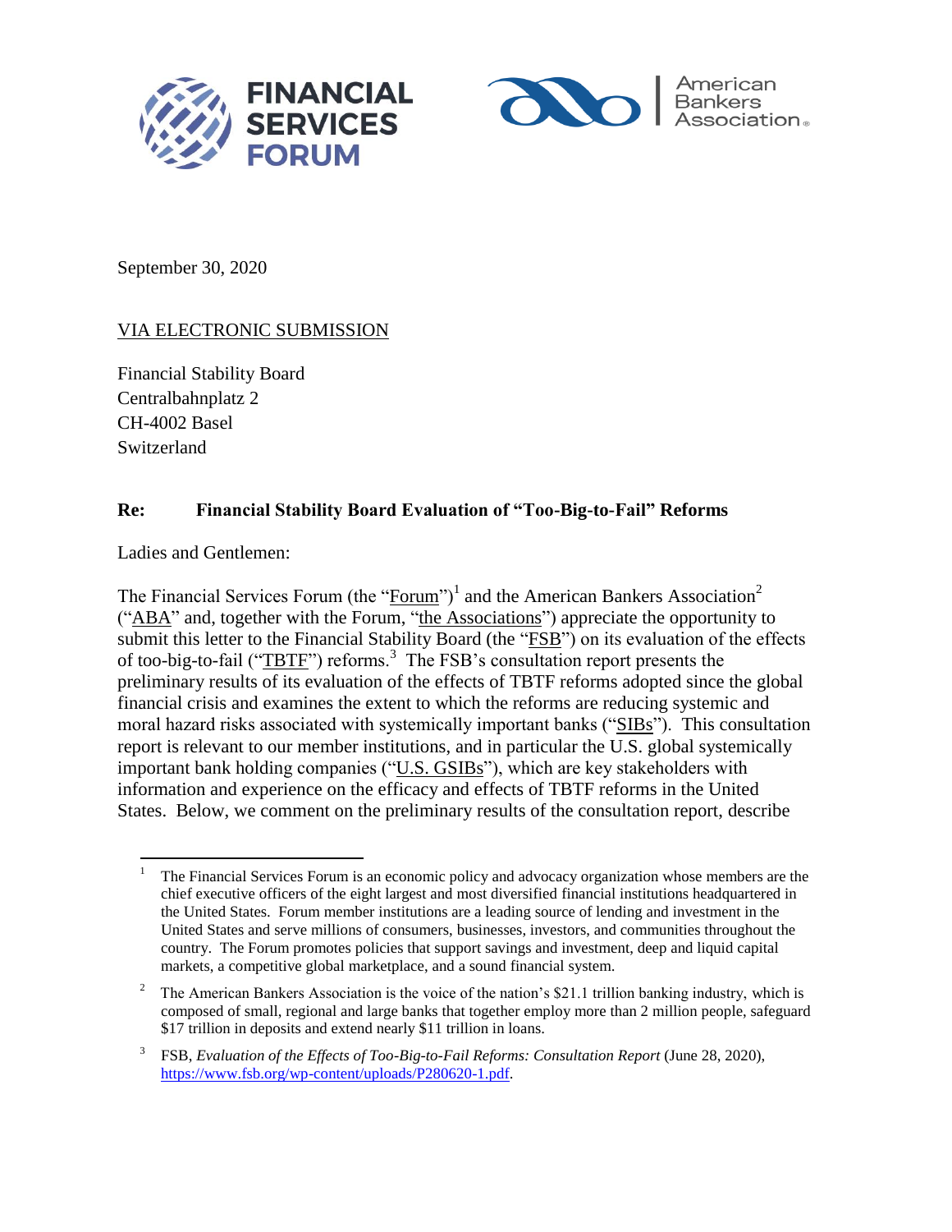September 30, 2020

VIA ELECTRONIC SUBMISSION

Financial Stability Board
Centralbahnplatz 2
CH-4002 Basel
Switzerland

**Re: Financial Stability Board Evaluation of "Too-Big-to-Fail" Reforms**

Ladies and Gentlemen:

The Financial Services Forum (the "Forum")[1] and the American Bankers Association[2] ("ABA" and, together with the Forum, "the Associations") appreciate the opportunity to submit this letter to the Financial Stability Board (the "FSB") on its evaluation of the effects of too-big-to-fail ("TBTF") reforms.[3] The FSB's consultation report presents the preliminary results of its evaluation of the effects of TBTF reforms adopted since the global financial crisis and examines the extent to which the reforms are reducing systemic and moral hazard risks associated with systemically important banks ("SIBs"). This consultation report is relevant to our member institutions, and in particular the U.S. global systemically important bank holding companies ("U.S. GSIBs"), which are key stakeholders with information and experience on the efficacy and effects of TBTF reforms in the United States. Below, we comment on the preliminary results of the consultation report, describe

---

[1] The Financial Services Forum is an economic policy and advocacy organization whose members are the chief executive officers of the eight largest and most diversified financial institutions headquartered in the United States. Forum member institutions are a leading source of lending and investment in the United States and serve millions of consumers, businesses, investors, and communities throughout the country. The Forum promotes policies that support savings and investment, deep and liquid capital markets, a competitive global marketplace, and a sound financial system.

[2] The American Bankers Association is the voice of the nation's $21.1 trillion banking industry, which is composed of small, regional and large banks that together employ more than 2 million people, safeguard $17 trillion in deposits and extend nearly $11 trillion in loans.

[3] FSB, *Evaluation of the Effects of Too-Big-to-Fail Reforms: Consultation Report* (June 28, 2020), https://www.fsb.org/wp-content/uploads/P280620-1.pdf.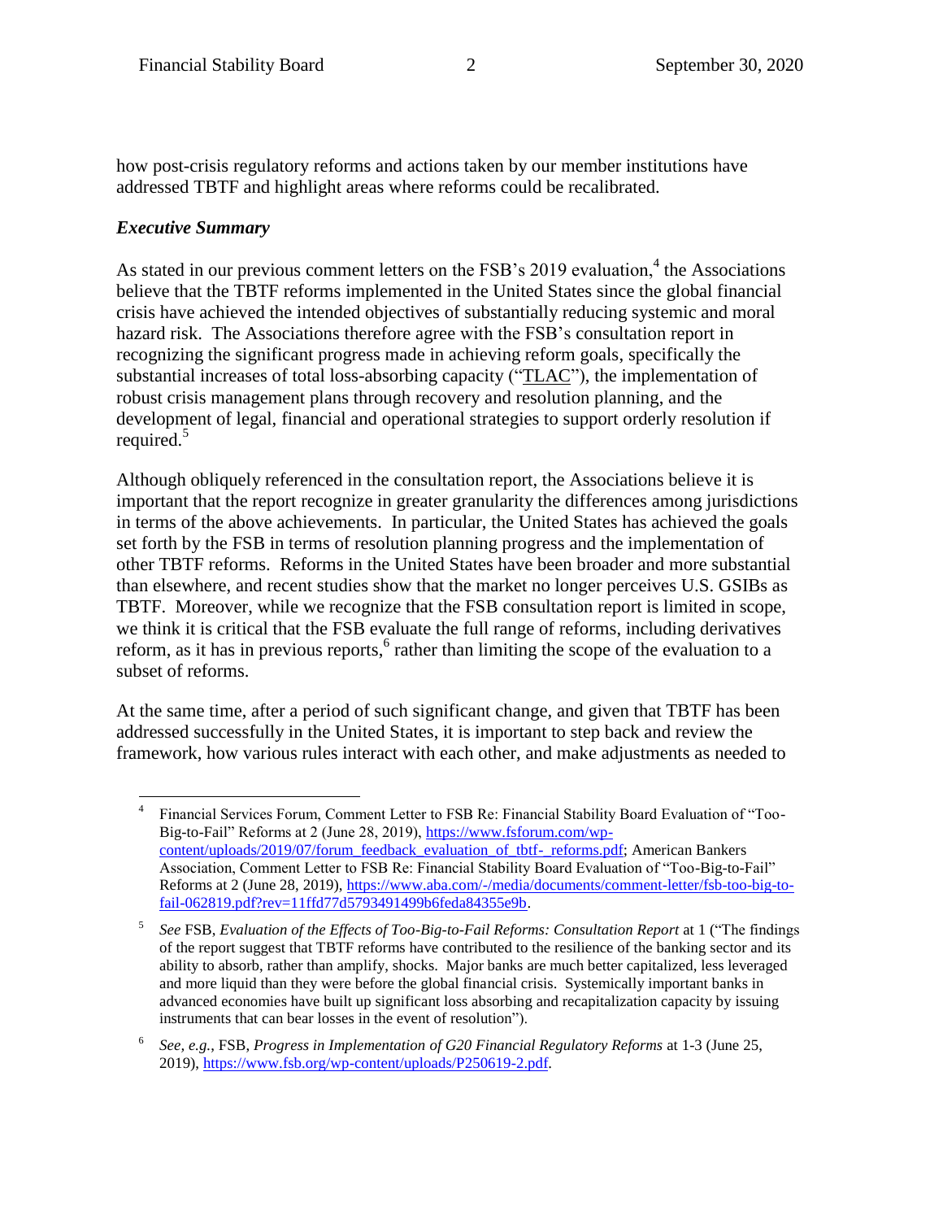how post-crisis regulatory reforms and actions taken by our member institutions have addressed TBTF and highlight areas where reforms could be recalibrated.

### *Executive Summary*

As stated in our previous comment letters on the FSB's 2019 evaluation,[4] the Associations believe that the TBTF reforms implemented in the United States since the global financial crisis have achieved the intended objectives of substantially reducing systemic and moral hazard risk. The Associations therefore agree with the FSB's consultation report in recognizing the significant progress made in achieving reform goals, specifically the substantial increases of total loss-absorbing capacity ("TLAC"), the implementation of robust crisis management plans through recovery and resolution planning, and the development of legal, financial and operational strategies to support orderly resolution if required.[5]

Although obliquely referenced in the consultation report, the Associations believe it is important that the report recognize in greater granularity the differences among jurisdictions in terms of the above achievements. In particular, the United States has achieved the goals set forth by the FSB in terms of resolution planning progress and the implementation of other TBTF reforms. Reforms in the United States have been broader and more substantial than elsewhere, and recent studies show that the market no longer perceives U.S. GSIBs as TBTF. Moreover, while we recognize that the FSB consultation report is limited in scope, we think it is critical that the FSB evaluate the full range of reforms, including derivatives reform, as it has in previous reports,[6] rather than limiting the scope of the evaluation to a subset of reforms.

At the same time, after a period of such significant change, and given that TBTF has been addressed successfully in the United States, it is important to step back and review the framework, how various rules interact with each other, and make adjustments as needed to

---

[4] Financial Services Forum, Comment Letter to FSB Re: Financial Stability Board Evaluation of "Too-Big-to-Fail" Reforms at 2 (June 28, 2019), https://www.fsforum.com/wp-content/uploads/2019/07/forum_feedback_evaluation_of_tbtf-_reforms.pdf; American Bankers Association, Comment Letter to FSB Re: Financial Stability Board Evaluation of "Too-Big-to-Fail" Reforms at 2 (June 28, 2019), https://www.aba.com/-/media/documents/comment-letter/fsb-too-big-to-fail-062819.pdf?rev=11ffd77d5793491499b6feda84355e9b.

[5] *See* FSB, *Evaluation of the Effects of Too-Big-to-Fail Reforms: Consultation Report* at 1 ("The findings of the report suggest that TBTF reforms have contributed to the resilience of the banking sector and its ability to absorb, rather than amplify, shocks. Major banks are much better capitalized, less leveraged and more liquid than they were before the global financial crisis. Systemically important banks in advanced economies have built up significant loss absorbing and recapitalization capacity by issuing instruments that can bear losses in the event of resolution").

[6] *See, e.g.*, FSB, *Progress in Implementation of G20 Financial Regulatory Reforms* at 1-3 (June 25, 2019), https://www.fsb.org/wp-content/uploads/P250619-2.pdf.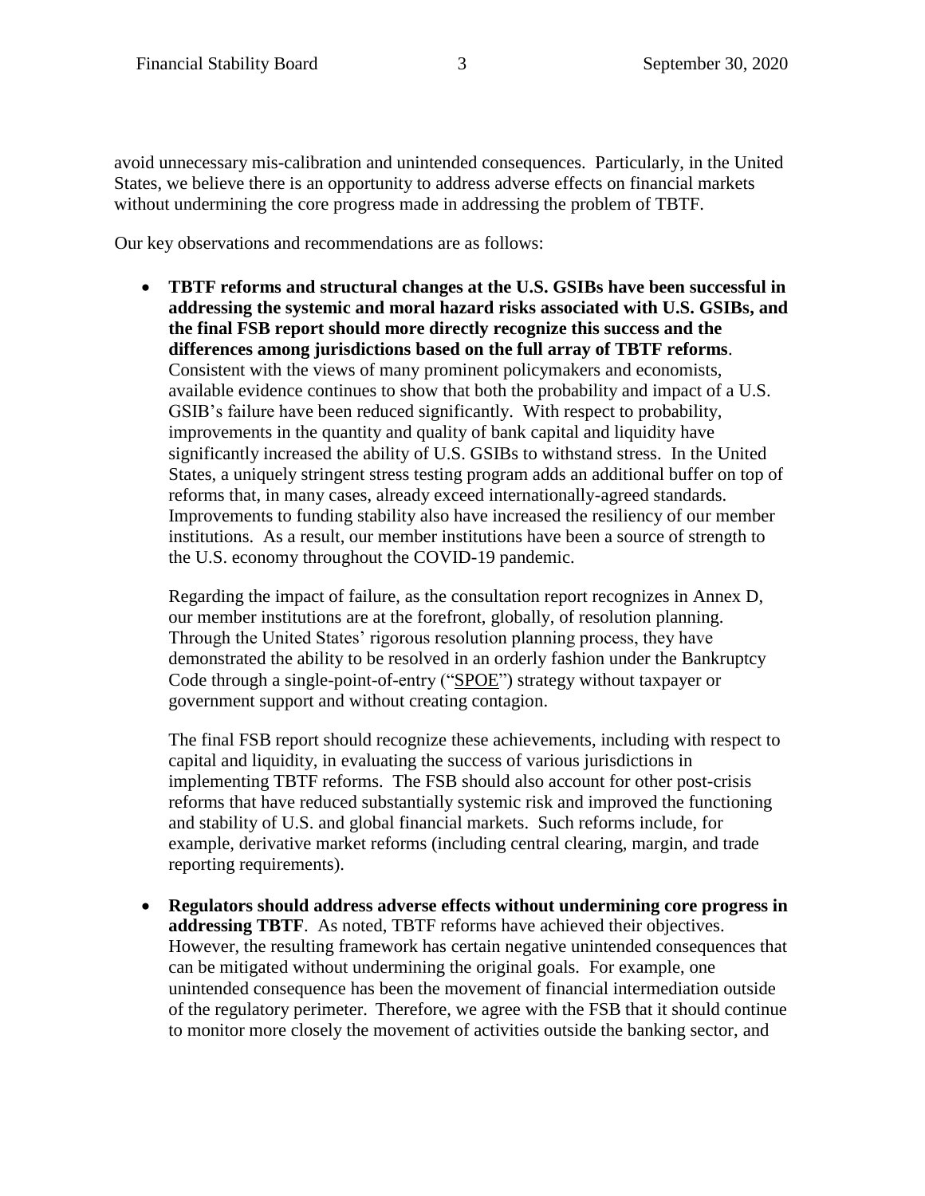avoid unnecessary mis-calibration and unintended consequences. Particularly, in the United States, we believe there is an opportunity to address adverse effects on financial markets without undermining the core progress made in addressing the problem of TBTF.

Our key observations and recommendations are as follows:

- **TBTF reforms and structural changes at the U.S. GSIBs have been successful in addressing the systemic and moral hazard risks associated with U.S. GSIBs, and the final FSB report should more directly recognize this success and the differences among jurisdictions based on the full array of TBTF reforms**. Consistent with the views of many prominent policymakers and economists, available evidence continues to show that both the probability and impact of a U.S. GSIB's failure have been reduced significantly. With respect to probability, improvements in the quantity and quality of bank capital and liquidity have significantly increased the ability of U.S. GSIBs to withstand stress. In the United States, a uniquely stringent stress testing program adds an additional buffer on top of reforms that, in many cases, already exceed internationally-agreed standards. Improvements to funding stability also have increased the resiliency of our member institutions. As a result, our member institutions have been a source of strength to the U.S. economy throughout the COVID-19 pandemic.

  Regarding the impact of failure, as the consultation report recognizes in Annex D, our member institutions are at the forefront, globally, of resolution planning. Through the United States' rigorous resolution planning process, they have demonstrated the ability to be resolved in an orderly fashion under the Bankruptcy Code through a single-point-of-entry ("SPOE") strategy without taxpayer or government support and without creating contagion.

  The final FSB report should recognize these achievements, including with respect to capital and liquidity, in evaluating the success of various jurisdictions in implementing TBTF reforms. The FSB should also account for other post-crisis reforms that have reduced substantially systemic risk and improved the functioning and stability of U.S. and global financial markets. Such reforms include, for example, derivative market reforms (including central clearing, margin, and trade reporting requirements).

- **Regulators should address adverse effects without undermining core progress in addressing TBTF**. As noted, TBTF reforms have achieved their objectives. However, the resulting framework has certain negative unintended consequences that can be mitigated without undermining the original goals. For example, one unintended consequence has been the movement of financial intermediation outside of the regulatory perimeter. Therefore, we agree with the FSB that it should continue to monitor more closely the movement of activities outside the banking sector, and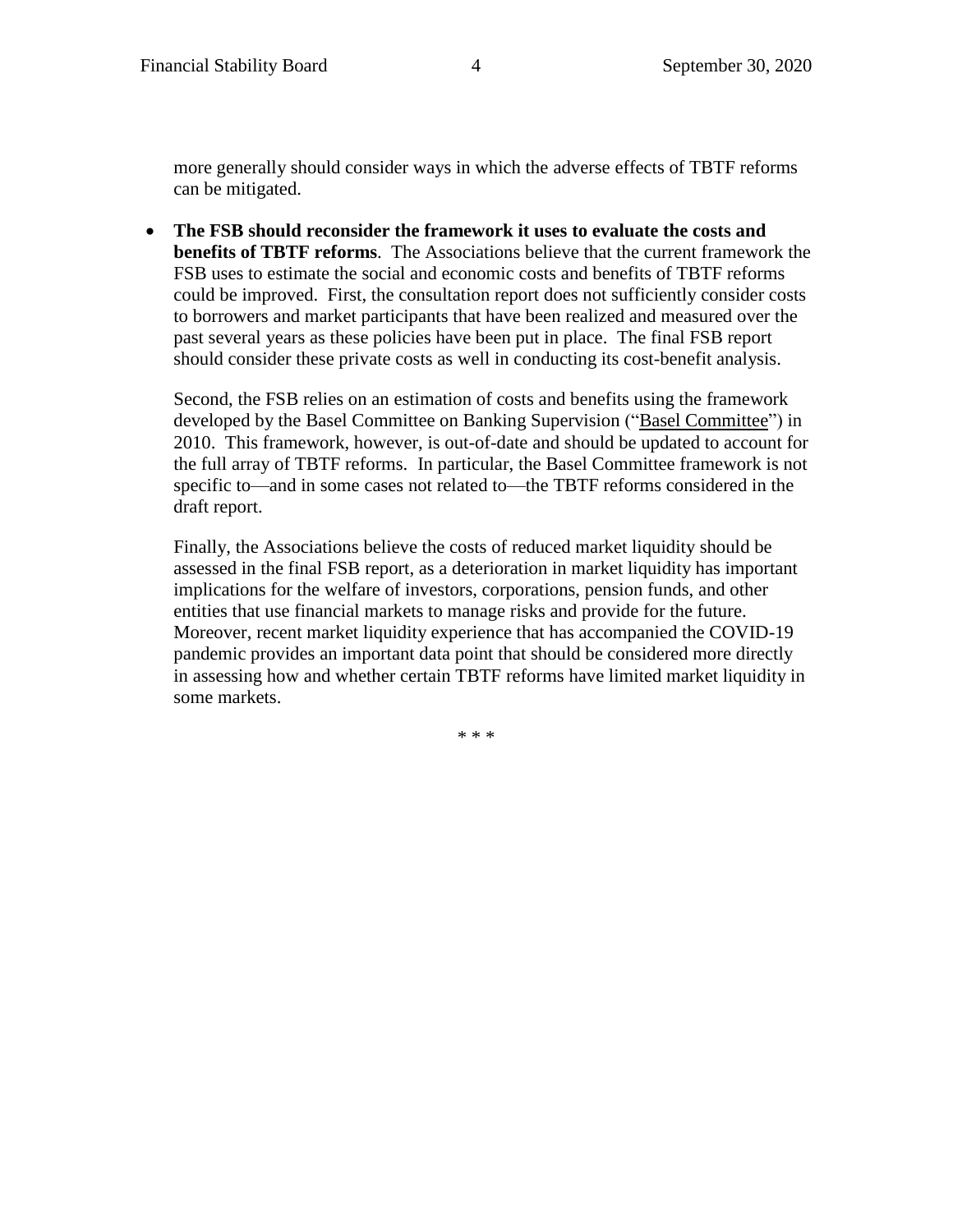more generally should consider ways in which the adverse effects of TBTF reforms can be mitigated.

- **The FSB should reconsider the framework it uses to evaluate the costs and benefits of TBTF reforms**. The Associations believe that the current framework the FSB uses to estimate the social and economic costs and benefits of TBTF reforms could be improved. First, the consultation report does not sufficiently consider costs to borrowers and market participants that have been realized and measured over the past several years as these policies have been put in place. The final FSB report should consider these private costs as well in conducting its cost-benefit analysis.

  Second, the FSB relies on an estimation of costs and benefits using the framework developed by the Basel Committee on Banking Supervision ("Basel Committee") in 2010. This framework, however, is out-of-date and should be updated to account for the full array of TBTF reforms. In particular, the Basel Committee framework is not specific to—and in some cases not related to—the TBTF reforms considered in the draft report.

  Finally, the Associations believe the costs of reduced market liquidity should be assessed in the final FSB report, as a deterioration in market liquidity has important implications for the welfare of investors, corporations, pension funds, and other entities that use financial markets to manage risks and provide for the future. Moreover, recent market liquidity experience that has accompanied the COVID-19 pandemic provides an important data point that should be considered more directly in assessing how and whether certain TBTF reforms have limited market liquidity in some markets.

\* \* \*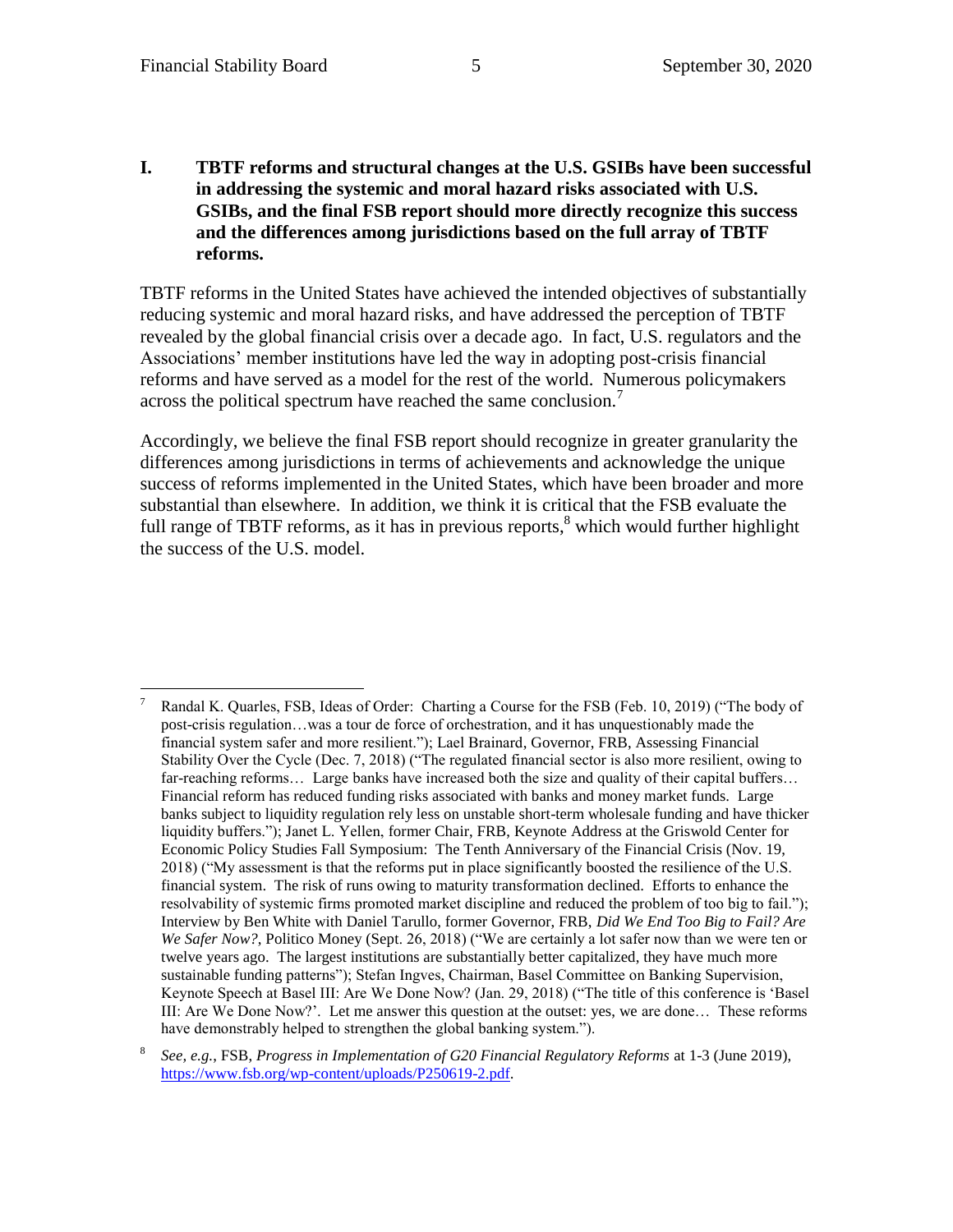## I. TBTF reforms and structural changes at the U.S. GSIBs have been successful in addressing the systemic and moral hazard risks associated with U.S. GSIBs, and the final FSB report should more directly recognize this success and the differences among jurisdictions based on the full array of TBTF reforms.

TBTF reforms in the United States have achieved the intended objectives of substantially reducing systemic and moral hazard risks, and have addressed the perception of TBTF revealed by the global financial crisis over a decade ago. In fact, U.S. regulators and the Associations' member institutions have led the way in adopting post-crisis financial reforms and have served as a model for the rest of the world. Numerous policymakers across the political spectrum have reached the same conclusion.[7]

Accordingly, we believe the final FSB report should recognize in greater granularity the differences among jurisdictions in terms of achievements and acknowledge the unique success of reforms implemented in the United States, which have been broader and more substantial than elsewhere. In addition, we think it is critical that the FSB evaluate the full range of TBTF reforms, as it has in previous reports,[8] which would further highlight the success of the U.S. model.

---

[7] Randal K. Quarles, FSB, Ideas of Order: Charting a Course for the FSB (Feb. 10, 2019) ("The body of post-crisis regulation…was a tour de force of orchestration, and it has unquestionably made the financial system safer and more resilient."); Lael Brainard, Governor, FRB, Assessing Financial Stability Over the Cycle (Dec. 7, 2018) ("The regulated financial sector is also more resilient, owing to far-reaching reforms… Large banks have increased both the size and quality of their capital buffers… Financial reform has reduced funding risks associated with banks and money market funds. Large banks subject to liquidity regulation rely less on unstable short-term wholesale funding and have thicker liquidity buffers."); Janet L. Yellen, former Chair, FRB, Keynote Address at the Griswold Center for Economic Policy Studies Fall Symposium: The Tenth Anniversary of the Financial Crisis (Nov. 19, 2018) ("My assessment is that the reforms put in place significantly boosted the resilience of the U.S. financial system. The risk of runs owing to maturity transformation declined. Efforts to enhance the resolvability of systemic firms promoted market discipline and reduced the problem of too big to fail."); Interview by Ben White with Daniel Tarullo, former Governor, FRB, *Did We End Too Big to Fail? Are We Safer Now?*, Politico Money (Sept. 26, 2018) ("We are certainly a lot safer now than we were ten or twelve years ago. The largest institutions are substantially better capitalized, they have much more sustainable funding patterns"); Stefan Ingves, Chairman, Basel Committee on Banking Supervision, Keynote Speech at Basel III: Are We Done Now? (Jan. 29, 2018) ("The title of this conference is 'Basel III: Are We Done Now?'. Let me answer this question at the outset: yes, we are done… These reforms have demonstrably helped to strengthen the global banking system.").

[8] *See, e.g.*, FSB, *Progress in Implementation of G20 Financial Regulatory Reforms* at 1-3 (June 2019), https://www.fsb.org/wp-content/uploads/P250619-2.pdf.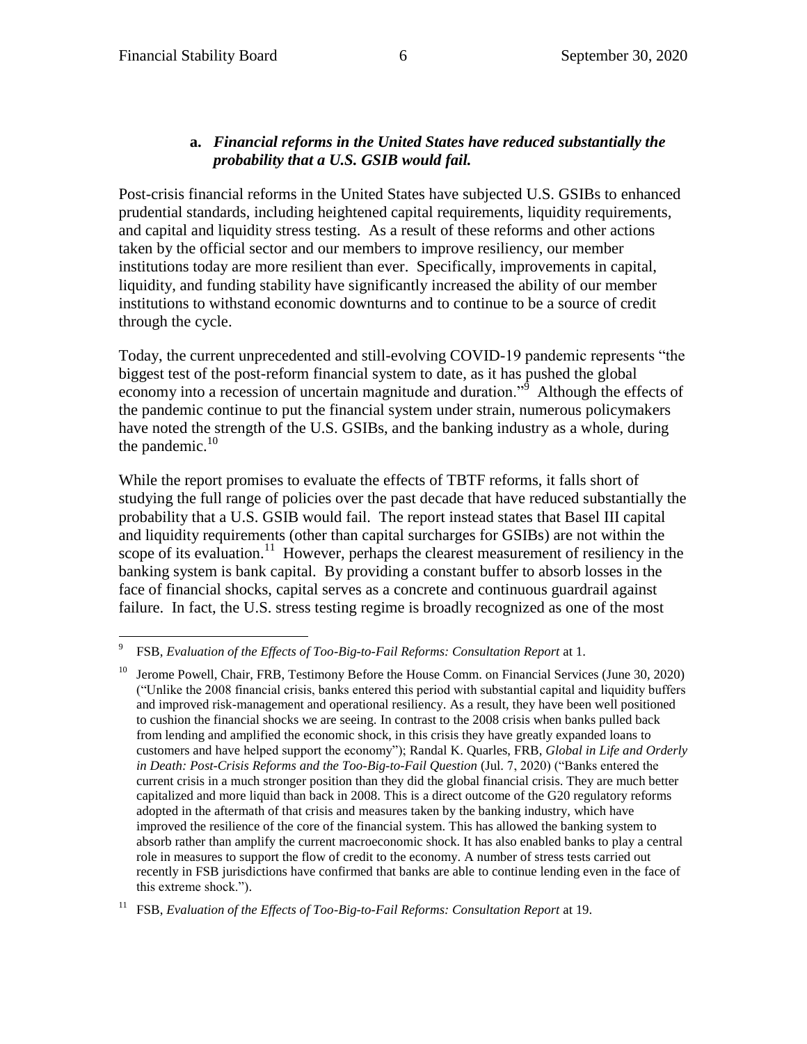### a. ***Financial reforms in the United States have reduced substantially the probability that a U.S. GSIB would fail.***

Post-crisis financial reforms in the United States have subjected U.S. GSIBs to enhanced prudential standards, including heightened capital requirements, liquidity requirements, and capital and liquidity stress testing. As a result of these reforms and other actions taken by the official sector and our members to improve resiliency, our member institutions today are more resilient than ever. Specifically, improvements in capital, liquidity, and funding stability have significantly increased the ability of our member institutions to withstand economic downturns and to continue to be a source of credit through the cycle.

Today, the current unprecedented and still-evolving COVID-19 pandemic represents "the biggest test of the post-reform financial system to date, as it has pushed the global economy into a recession of uncertain magnitude and duration."[9] Although the effects of the pandemic continue to put the financial system under strain, numerous policymakers have noted the strength of the U.S. GSIBs, and the banking industry as a whole, during the pandemic.[10]

While the report promises to evaluate the effects of TBTF reforms, it falls short of studying the full range of policies over the past decade that have reduced substantially the probability that a U.S. GSIB would fail. The report instead states that Basel III capital and liquidity requirements (other than capital surcharges for GSIBs) are not within the scope of its evaluation.[11] However, perhaps the clearest measurement of resiliency in the banking system is bank capital. By providing a constant buffer to absorb losses in the face of financial shocks, capital serves as a concrete and continuous guardrail against failure. In fact, the U.S. stress testing regime is broadly recognized as one of the most

---

[9] FSB, *Evaluation of the Effects of Too-Big-to-Fail Reforms: Consultation Report* at 1.

[10] Jerome Powell, Chair, FRB, Testimony Before the House Comm. on Financial Services (June 30, 2020) ("Unlike the 2008 financial crisis, banks entered this period with substantial capital and liquidity buffers and improved risk-management and operational resiliency. As a result, they have been well positioned to cushion the financial shocks we are seeing. In contrast to the 2008 crisis when banks pulled back from lending and amplified the economic shock, in this crisis they have greatly expanded loans to customers and have helped support the economy"); Randal K. Quarles, FRB, *Global in Life and Orderly in Death: Post-Crisis Reforms and the Too-Big-to-Fail Question* (Jul. 7, 2020) ("Banks entered the current crisis in a much stronger position than they did the global financial crisis. They are much better capitalized and more liquid than back in 2008. This is a direct outcome of the G20 regulatory reforms adopted in the aftermath of that crisis and measures taken by the banking industry, which have improved the resilience of the core of the financial system. This has allowed the banking system to absorb rather than amplify the current macroeconomic shock. It has also enabled banks to play a central role in measures to support the flow of credit to the economy. A number of stress tests carried out recently in FSB jurisdictions have confirmed that banks are able to continue lending even in the face of this extreme shock.").

[11] FSB, *Evaluation of the Effects of Too-Big-to-Fail Reforms: Consultation Report* at 19.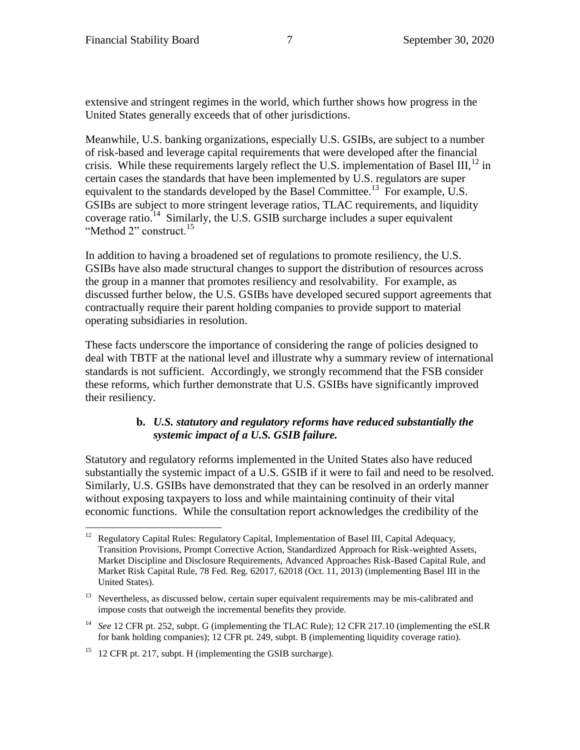extensive and stringent regimes in the world, which further shows how progress in the United States generally exceeds that of other jurisdictions.

Meanwhile, U.S. banking organizations, especially U.S. GSIBs, are subject to a number of risk-based and leverage capital requirements that were developed after the financial crisis. While these requirements largely reflect the U.S. implementation of Basel III,[12] in certain cases the standards that have been implemented by U.S. regulators are super equivalent to the standards developed by the Basel Committee.[13] For example, U.S. GSIBs are subject to more stringent leverage ratios, TLAC requirements, and liquidity coverage ratio.[14] Similarly, the U.S. GSIB surcharge includes a super equivalent "Method 2" construct.[15]

In addition to having a broadened set of regulations to promote resiliency, the U.S. GSIBs have also made structural changes to support the distribution of resources across the group in a manner that promotes resiliency and resolvability. For example, as discussed further below, the U.S. GSIBs have developed secured support agreements that contractually require their parent holding companies to provide support to material operating subsidiaries in resolution.

These facts underscore the importance of considering the range of policies designed to deal with TBTF at the national level and illustrate why a summary review of international standards is not sufficient. Accordingly, we strongly recommend that the FSB consider these reforms, which further demonstrate that U.S. GSIBs have significantly improved their resiliency.

### b. *U.S. statutory and regulatory reforms have reduced substantially the systemic impact of a U.S. GSIB failure.*

Statutory and regulatory reforms implemented in the United States also have reduced substantially the systemic impact of a U.S. GSIB if it were to fail and need to be resolved. Similarly, U.S. GSIBs have demonstrated that they can be resolved in an orderly manner without exposing taxpayers to loss and while maintaining continuity of their vital economic functions. While the consultation report acknowledges the credibility of the

---

[12] Regulatory Capital Rules: Regulatory Capital, Implementation of Basel III, Capital Adequacy, Transition Provisions, Prompt Corrective Action, Standardized Approach for Risk-weighted Assets, Market Discipline and Disclosure Requirements, Advanced Approaches Risk-Based Capital Rule, and Market Risk Capital Rule, 78 Fed. Reg. 62017, 62018 (Oct. 11, 2013) (implementing Basel III in the United States).

[13] Nevertheless, as discussed below, certain super equivalent requirements may be mis-calibrated and impose costs that outweigh the incremental benefits they provide.

[14] *See* 12 CFR pt. 252, subpt. G (implementing the TLAC Rule); 12 CFR 217.10 (implementing the eSLR for bank holding companies); 12 CFR pt. 249, subpt. B (implementing liquidity coverage ratio).

[15] 12 CFR pt. 217, subpt. H (implementing the GSIB surcharge).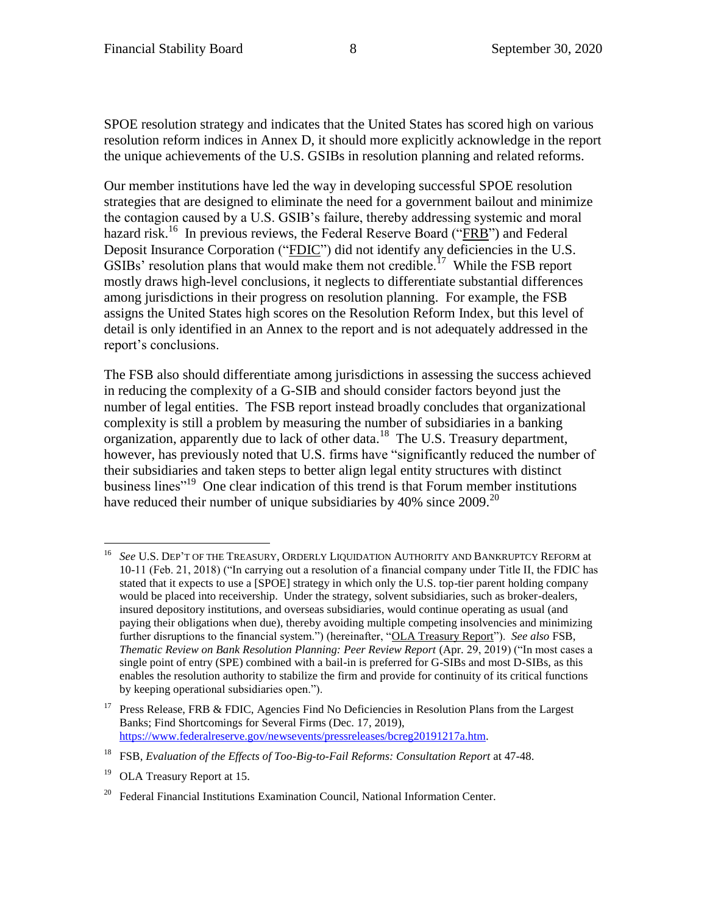SPOE resolution strategy and indicates that the United States has scored high on various resolution reform indices in Annex D, it should more explicitly acknowledge in the report the unique achievements of the U.S. GSIBs in resolution planning and related reforms.

Our member institutions have led the way in developing successful SPOE resolution strategies that are designed to eliminate the need for a government bailout and minimize the contagion caused by a U.S. GSIB's failure, thereby addressing systemic and moral hazard risk.[16] In previous reviews, the Federal Reserve Board ("FRB") and Federal Deposit Insurance Corporation ("FDIC") did not identify any deficiencies in the U.S. GSIBs' resolution plans that would make them not credible.[17] While the FSB report mostly draws high-level conclusions, it neglects to differentiate substantial differences among jurisdictions in their progress on resolution planning. For example, the FSB assigns the United States high scores on the Resolution Reform Index, but this level of detail is only identified in an Annex to the report and is not adequately addressed in the report's conclusions.

The FSB also should differentiate among jurisdictions in assessing the success achieved in reducing the complexity of a G-SIB and should consider factors beyond just the number of legal entities. The FSB report instead broadly concludes that organizational complexity is still a problem by measuring the number of subsidiaries in a banking organization, apparently due to lack of other data.[18] The U.S. Treasury department, however, has previously noted that U.S. firms have "significantly reduced the number of their subsidiaries and taken steps to better align legal entity structures with distinct business lines"[19] One clear indication of this trend is that Forum member institutions have reduced their number of unique subsidiaries by 40% since 2009.[20]

---

[16] *See* U.S. DEP'T OF THE TREASURY, ORDERLY LIQUIDATION AUTHORITY AND BANKRUPTCY REFORM at 10-11 (Feb. 21, 2018) ("In carrying out a resolution of a financial company under Title II, the FDIC has stated that it expects to use a [SPOE] strategy in which only the U.S. top-tier parent holding company would be placed into receivership. Under the strategy, solvent subsidiaries, such as broker-dealers, insured depository institutions, and overseas subsidiaries, would continue operating as usual (and paying their obligations when due), thereby avoiding multiple competing insolvencies and minimizing further disruptions to the financial system.") (hereinafter, "OLA Treasury Report"). *See also* FSB, *Thematic Review on Bank Resolution Planning: Peer Review Report* (Apr. 29, 2019) ("In most cases a single point of entry (SPE) combined with a bail-in is preferred for G-SIBs and most D-SIBs, as this enables the resolution authority to stabilize the firm and provide for continuity of its critical functions by keeping operational subsidiaries open.").

[17] Press Release, FRB & FDIC, Agencies Find No Deficiencies in Resolution Plans from the Largest Banks; Find Shortcomings for Several Firms (Dec. 17, 2019), https://www.federalreserve.gov/newsevents/pressreleases/bcreg20191217a.htm.

[18] FSB, *Evaluation of the Effects of Too-Big-to-Fail Reforms: Consultation Report* at 47-48.

[19] OLA Treasury Report at 15.

[20] Federal Financial Institutions Examination Council, National Information Center.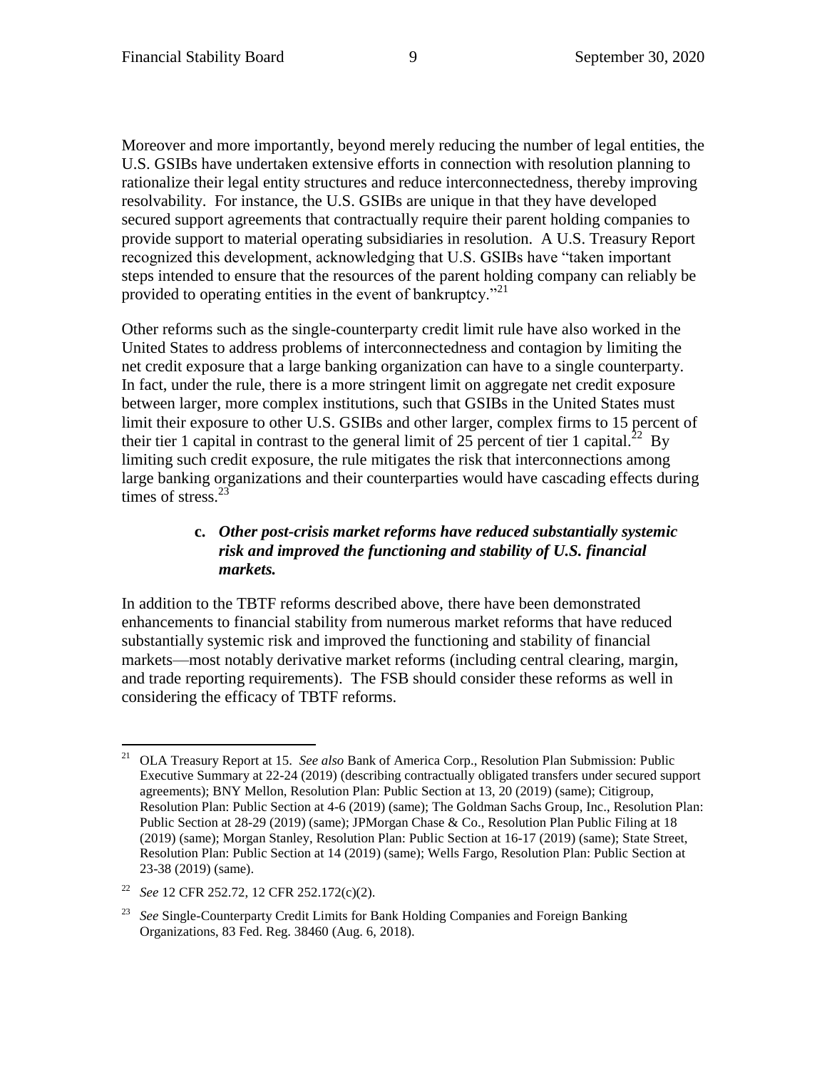Moreover and more importantly, beyond merely reducing the number of legal entities, the U.S. GSIBs have undertaken extensive efforts in connection with resolution planning to rationalize their legal entity structures and reduce interconnectedness, thereby improving resolvability. For instance, the U.S. GSIBs are unique in that they have developed secured support agreements that contractually require their parent holding companies to provide support to material operating subsidiaries in resolution. A U.S. Treasury Report recognized this development, acknowledging that U.S. GSIBs have "taken important steps intended to ensure that the resources of the parent holding company can reliably be provided to operating entities in the event of bankruptcy."[21]

Other reforms such as the single-counterparty credit limit rule have also worked in the United States to address problems of interconnectedness and contagion by limiting the net credit exposure that a large banking organization can have to a single counterparty. In fact, under the rule, there is a more stringent limit on aggregate net credit exposure between larger, more complex institutions, such that GSIBs in the United States must limit their exposure to other U.S. GSIBs and other larger, complex firms to 15 percent of their tier 1 capital in contrast to the general limit of 25 percent of tier 1 capital.[22] By limiting such credit exposure, the rule mitigates the risk that interconnections among large banking organizations and their counterparties would have cascading effects during times of stress.[23]

**c. *Other post-crisis market reforms have reduced substantially systemic risk and improved the functioning and stability of U.S. financial markets.***

In addition to the TBTF reforms described above, there have been demonstrated enhancements to financial stability from numerous market reforms that have reduced substantially systemic risk and improved the functioning and stability of financial markets—most notably derivative market reforms (including central clearing, margin, and trade reporting requirements). The FSB should consider these reforms as well in considering the efficacy of TBTF reforms.

---

[21] OLA Treasury Report at 15. *See also* Bank of America Corp., Resolution Plan Submission: Public Executive Summary at 22-24 (2019) (describing contractually obligated transfers under secured support agreements); BNY Mellon, Resolution Plan: Public Section at 13, 20 (2019) (same); Citigroup, Resolution Plan: Public Section at 4-6 (2019) (same); The Goldman Sachs Group, Inc., Resolution Plan: Public Section at 28-29 (2019) (same); JPMorgan Chase & Co., Resolution Plan Public Filing at 18 (2019) (same); Morgan Stanley, Resolution Plan: Public Section at 16-17 (2019) (same); State Street, Resolution Plan: Public Section at 14 (2019) (same); Wells Fargo, Resolution Plan: Public Section at 23-38 (2019) (same).

[22] *See* 12 CFR 252.72, 12 CFR 252.172(c)(2).

[23] *See* Single-Counterparty Credit Limits for Bank Holding Companies and Foreign Banking Organizations, 83 Fed. Reg. 38460 (Aug. 6, 2018).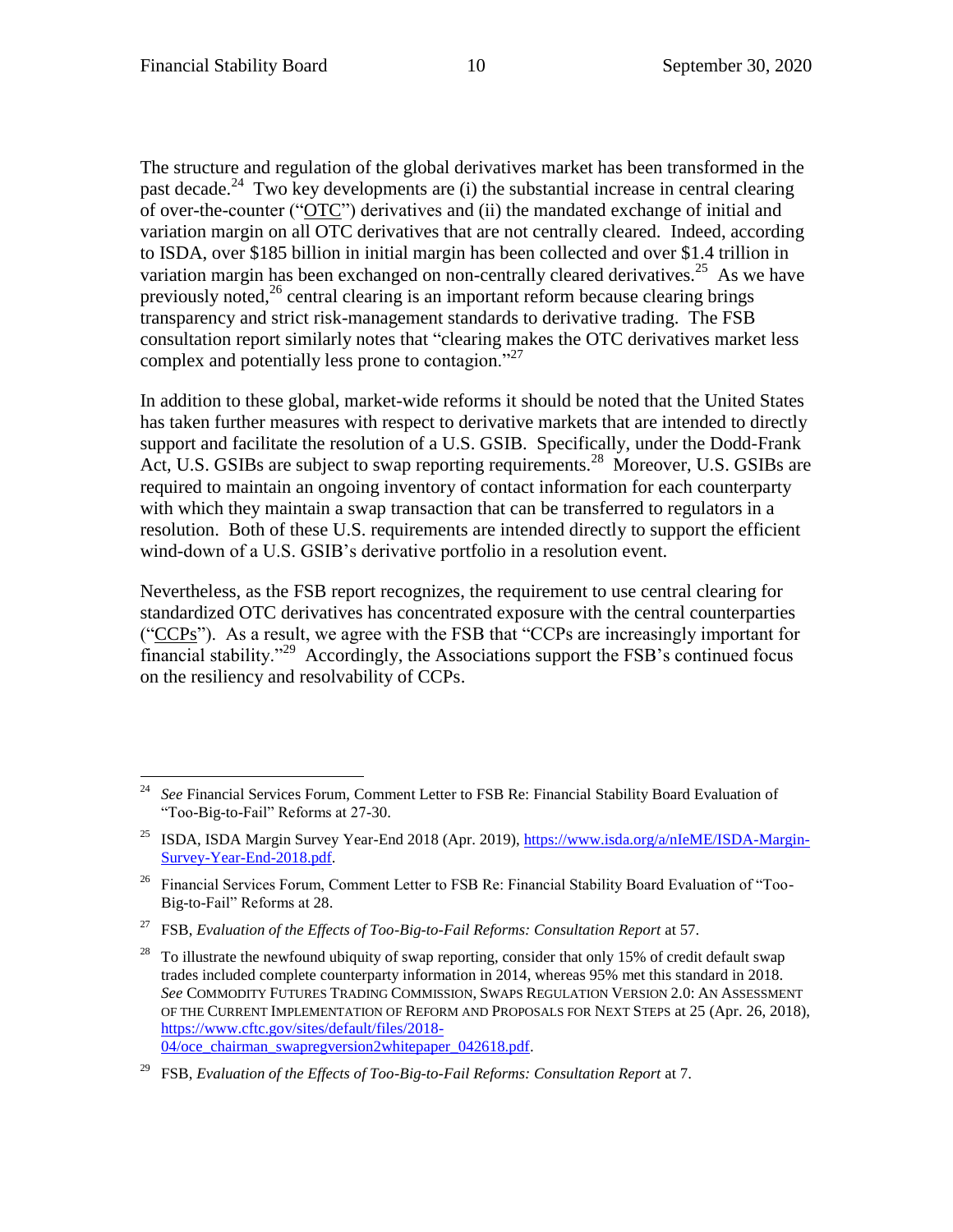The structure and regulation of the global derivatives market has been transformed in the past decade.[24] Two key developments are (i) the substantial increase in central clearing of over-the-counter ("OTC") derivatives and (ii) the mandated exchange of initial and variation margin on all OTC derivatives that are not centrally cleared. Indeed, according to ISDA, over $185 billion in initial margin has been collected and over $1.4 trillion in variation margin has been exchanged on non-centrally cleared derivatives.[25] As we have previously noted,[26] central clearing is an important reform because clearing brings transparency and strict risk-management standards to derivative trading. The FSB consultation report similarly notes that "clearing makes the OTC derivatives market less complex and potentially less prone to contagion."[27]

In addition to these global, market-wide reforms it should be noted that the United States has taken further measures with respect to derivative markets that are intended to directly support and facilitate the resolution of a U.S. GSIB. Specifically, under the Dodd-Frank Act, U.S. GSIBs are subject to swap reporting requirements.[28] Moreover, U.S. GSIBs are required to maintain an ongoing inventory of contact information for each counterparty with which they maintain a swap transaction that can be transferred to regulators in a resolution. Both of these U.S. requirements are intended directly to support the efficient wind-down of a U.S. GSIB's derivative portfolio in a resolution event.

Nevertheless, as the FSB report recognizes, the requirement to use central clearing for standardized OTC derivatives has concentrated exposure with the central counterparties ("CCPs"). As a result, we agree with the FSB that "CCPs are increasingly important for financial stability."[29] Accordingly, the Associations support the FSB's continued focus on the resiliency and resolvability of CCPs.

---

[24] *See* Financial Services Forum, Comment Letter to FSB Re: Financial Stability Board Evaluation of "Too-Big-to-Fail" Reforms at 27-30.

[25] ISDA, ISDA Margin Survey Year-End 2018 (Apr. 2019), https://www.isda.org/a/nIeME/ISDA-Margin-Survey-Year-End-2018.pdf.

[26] Financial Services Forum, Comment Letter to FSB Re: Financial Stability Board Evaluation of "Too-Big-to-Fail" Reforms at 28.

[27] FSB, *Evaluation of the Effects of Too-Big-to-Fail Reforms: Consultation Report* at 57.

[28] To illustrate the newfound ubiquity of swap reporting, consider that only 15% of credit default swap trades included complete counterparty information in 2014, whereas 95% met this standard in 2018. *See* COMMODITY FUTURES TRADING COMMISSION, SWAPS REGULATION VERSION 2.0: AN ASSESSMENT OF THE CURRENT IMPLEMENTATION OF REFORM AND PROPOSALS FOR NEXT STEPS at 25 (Apr. 26, 2018), https://www.cftc.gov/sites/default/files/2018-04/oce_chairman_swapregversion2whitepaper_042618.pdf.

[29] FSB, *Evaluation of the Effects of Too-Big-to-Fail Reforms: Consultation Report* at 7.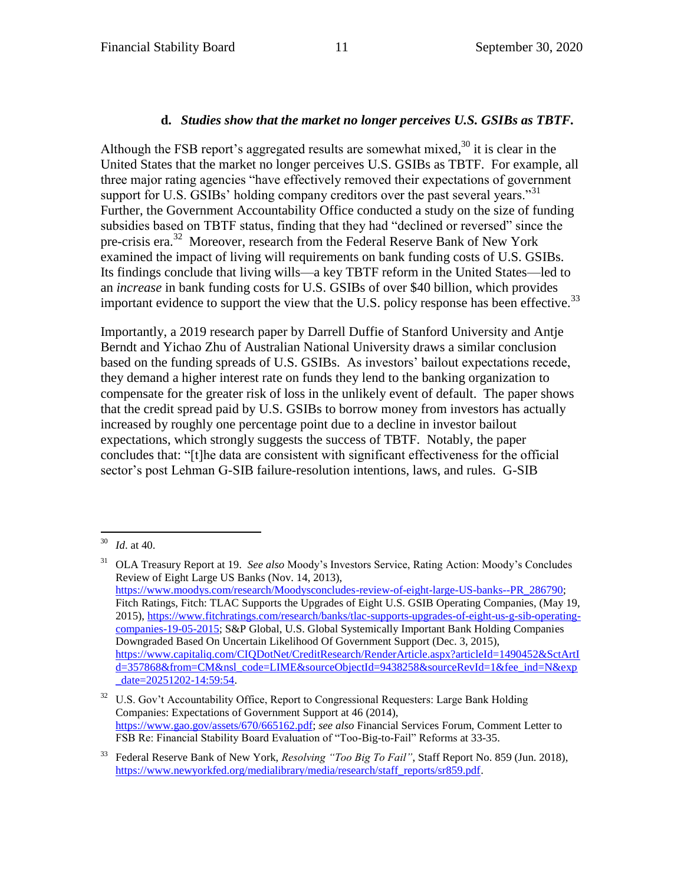#### d. *Studies show that the market no longer perceives U.S. GSIBs as TBTF.*

Although the FSB report's aggregated results are somewhat mixed,[30] it is clear in the United States that the market no longer perceives U.S. GSIBs as TBTF. For example, all three major rating agencies "have effectively removed their expectations of government support for U.S. GSIBs' holding company creditors over the past several years."[31] Further, the Government Accountability Office conducted a study on the size of funding subsidies based on TBTF status, finding that they had "declined or reversed" since the pre-crisis era.[32] Moreover, research from the Federal Reserve Bank of New York examined the impact of living will requirements on bank funding costs of U.S. GSIBs. Its findings conclude that living wills—a key TBTF reform in the United States—led to an *increase* in bank funding costs for U.S. GSIBs of over $40 billion, which provides important evidence to support the view that the U.S. policy response has been effective.[33]

Importantly, a 2019 research paper by Darrell Duffie of Stanford University and Antje Berndt and Yichao Zhu of Australian National University draws a similar conclusion based on the funding spreads of U.S. GSIBs. As investors' bailout expectations recede, they demand a higher interest rate on funds they lend to the banking organization to compensate for the greater risk of loss in the unlikely event of default. The paper shows that the credit spread paid by U.S. GSIBs to borrow money from investors has actually increased by roughly one percentage point due to a decline in investor bailout expectations, which strongly suggests the success of TBTF. Notably, the paper concludes that: "[t]he data are consistent with significant effectiveness for the official sector's post Lehman G-SIB failure-resolution intentions, laws, and rules. G-SIB

---

[30] *Id*. at 40.

[31] OLA Treasury Report at 19. *See also* Moody's Investors Service, Rating Action: Moody's Concludes Review of Eight Large US Banks (Nov. 14, 2013), https://www.moodys.com/research/Moodysconcludes-review-of-eight-large-US-banks--PR_286790; Fitch Ratings, Fitch: TLAC Supports the Upgrades of Eight U.S. GSIB Operating Companies, (May 19, 2015), https://www.fitchratings.com/research/banks/tlac-supports-upgrades-of-eight-us-g-sib-operating-companies-19-05-2015; S&P Global, U.S. Global Systemically Important Bank Holding Companies Downgraded Based On Uncertain Likelihood Of Government Support (Dec. 3, 2015), https://www.capitaliq.com/CIQDotNet/CreditResearch/RenderArticle.aspx?articleId=1490452&SctArtId=357868&from=CM&nsl_code=LIME&sourceObjectId=9438258&sourceRevId=1&fee_ind=N&exp_date=20251202-14:59:54.

[32] U.S. Gov't Accountability Office, Report to Congressional Requesters: Large Bank Holding Companies: Expectations of Government Support at 46 (2014), https://www.gao.gov/assets/670/665162.pdf; *see also* Financial Services Forum, Comment Letter to FSB Re: Financial Stability Board Evaluation of "Too-Big-to-Fail" Reforms at 33-35.

[33] Federal Reserve Bank of New York, *Resolving "Too Big To Fail"*, Staff Report No. 859 (Jun. 2018), https://www.newyorkfed.org/medialibrary/media/research/staff_reports/sr859.pdf.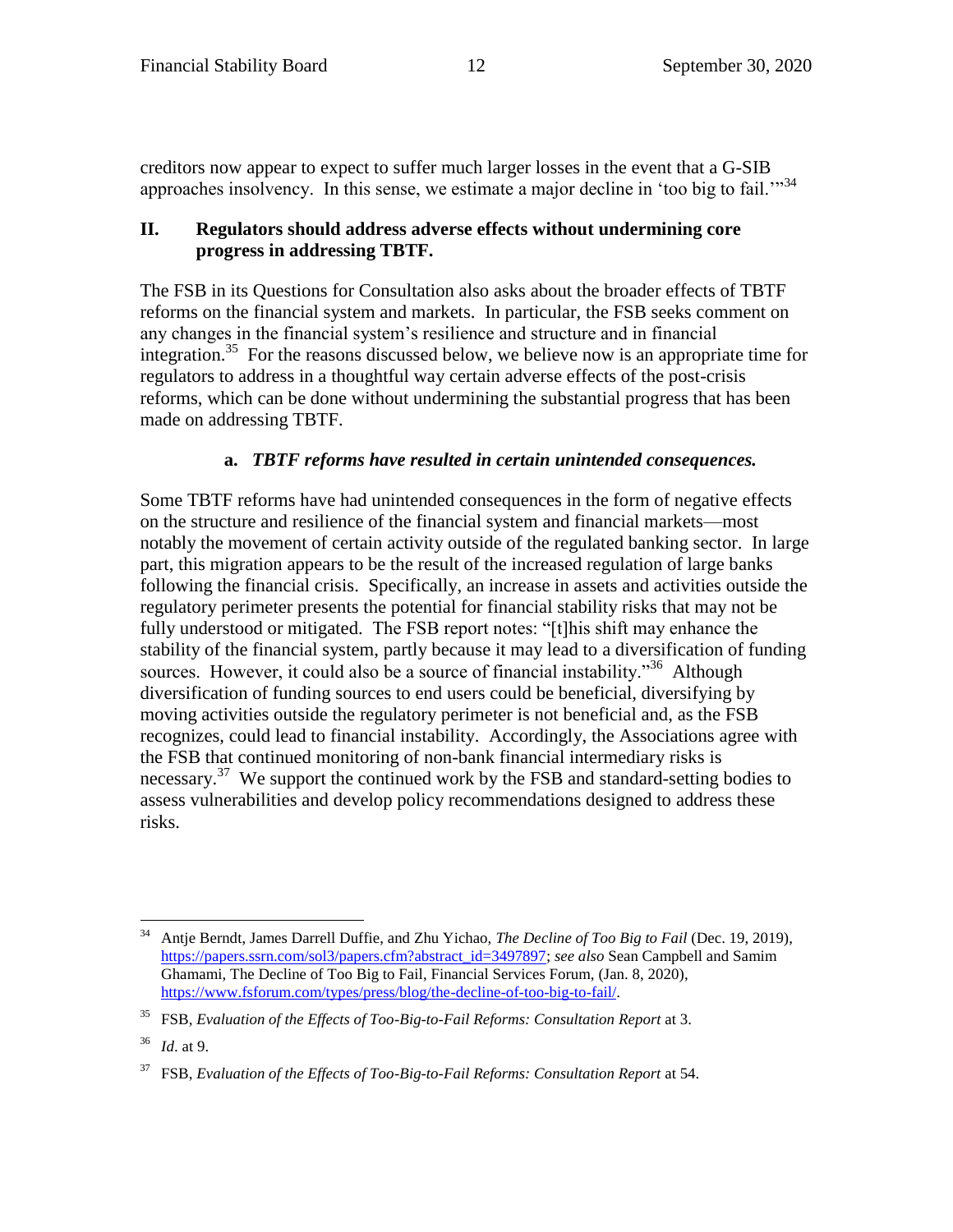creditors now appear to expect to suffer much larger losses in the event that a G-SIB approaches insolvency. In this sense, we estimate a major decline in 'too big to fail.'"[34]

## II. Regulators should address adverse effects without undermining core progress in addressing TBTF.

The FSB in its Questions for Consultation also asks about the broader effects of TBTF reforms on the financial system and markets. In particular, the FSB seeks comment on any changes in the financial system's resilience and structure and in financial integration.[35] For the reasons discussed below, we believe now is an appropriate time for regulators to address in a thoughtful way certain adverse effects of the post-crisis reforms, which can be done without undermining the substantial progress that has been made on addressing TBTF.

### a. *TBTF reforms have resulted in certain unintended consequences.*

Some TBTF reforms have had unintended consequences in the form of negative effects on the structure and resilience of the financial system and financial markets—most notably the movement of certain activity outside of the regulated banking sector. In large part, this migration appears to be the result of the increased regulation of large banks following the financial crisis. Specifically, an increase in assets and activities outside the regulatory perimeter presents the potential for financial stability risks that may not be fully understood or mitigated. The FSB report notes: "[t]his shift may enhance the stability of the financial system, partly because it may lead to a diversification of funding sources. However, it could also be a source of financial instability."[36] Although diversification of funding sources to end users could be beneficial, diversifying by moving activities outside the regulatory perimeter is not beneficial and, as the FSB recognizes, could lead to financial instability. Accordingly, the Associations agree with the FSB that continued monitoring of non-bank financial intermediary risks is necessary.[37] We support the continued work by the FSB and standard-setting bodies to assess vulnerabilities and develop policy recommendations designed to address these risks.

---

[34] Antje Berndt, James Darrell Duffie, and Zhu Yichao, *The Decline of Too Big to Fail* (Dec. 19, 2019), https://papers.ssrn.com/sol3/papers.cfm?abstract_id=3497897; *see also* Sean Campbell and Samim Ghamami, The Decline of Too Big to Fail, Financial Services Forum, (Jan. 8, 2020), https://www.fsforum.com/types/press/blog/the-decline-of-too-big-to-fail/.

[35] FSB, *Evaluation of the Effects of Too-Big-to-Fail Reforms: Consultation Report* at 3.

[36] *Id*. at 9.

[37] FSB, *Evaluation of the Effects of Too-Big-to-Fail Reforms: Consultation Report* at 54.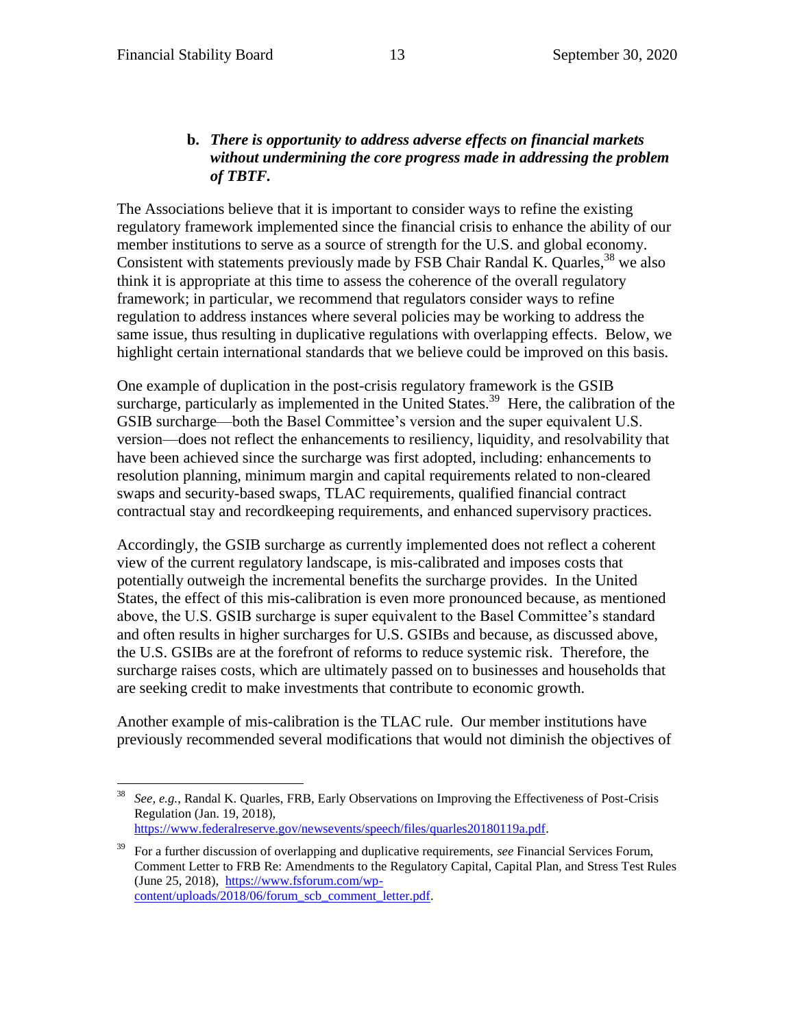**b. *There is opportunity to address adverse effects on financial markets without undermining the core progress made in addressing the problem of TBTF.***

The Associations believe that it is important to consider ways to refine the existing regulatory framework implemented since the financial crisis to enhance the ability of our member institutions to serve as a source of strength for the U.S. and global economy. Consistent with statements previously made by FSB Chair Randal K. Quarles,[38] we also think it is appropriate at this time to assess the coherence of the overall regulatory framework; in particular, we recommend that regulators consider ways to refine regulation to address instances where several policies may be working to address the same issue, thus resulting in duplicative regulations with overlapping effects. Below, we highlight certain international standards that we believe could be improved on this basis.

One example of duplication in the post-crisis regulatory framework is the GSIB surcharge, particularly as implemented in the United States.[39] Here, the calibration of the GSIB surcharge—both the Basel Committee's version and the super equivalent U.S. version—does not reflect the enhancements to resiliency, liquidity, and resolvability that have been achieved since the surcharge was first adopted, including: enhancements to resolution planning, minimum margin and capital requirements related to non-cleared swaps and security-based swaps, TLAC requirements, qualified financial contract contractual stay and recordkeeping requirements, and enhanced supervisory practices.

Accordingly, the GSIB surcharge as currently implemented does not reflect a coherent view of the current regulatory landscape, is mis-calibrated and imposes costs that potentially outweigh the incremental benefits the surcharge provides. In the United States, the effect of this mis-calibration is even more pronounced because, as mentioned above, the U.S. GSIB surcharge is super equivalent to the Basel Committee's standard and often results in higher surcharges for U.S. GSIBs and because, as discussed above, the U.S. GSIBs are at the forefront of reforms to reduce systemic risk. Therefore, the surcharge raises costs, which are ultimately passed on to businesses and households that are seeking credit to make investments that contribute to economic growth.

Another example of mis-calibration is the TLAC rule. Our member institutions have previously recommended several modifications that would not diminish the objectives of

---

[38] *See, e.g.*, Randal K. Quarles, FRB, Early Observations on Improving the Effectiveness of Post-Crisis Regulation (Jan. 19, 2018), https://www.federalreserve.gov/newsevents/speech/files/quarles20180119a.pdf.

[39] For a further discussion of overlapping and duplicative requirements, *see* Financial Services Forum, Comment Letter to FRB Re: Amendments to the Regulatory Capital, Capital Plan, and Stress Test Rules (June 25, 2018), https://www.fsforum.com/wp-content/uploads/2018/06/forum_scb_comment_letter.pdf.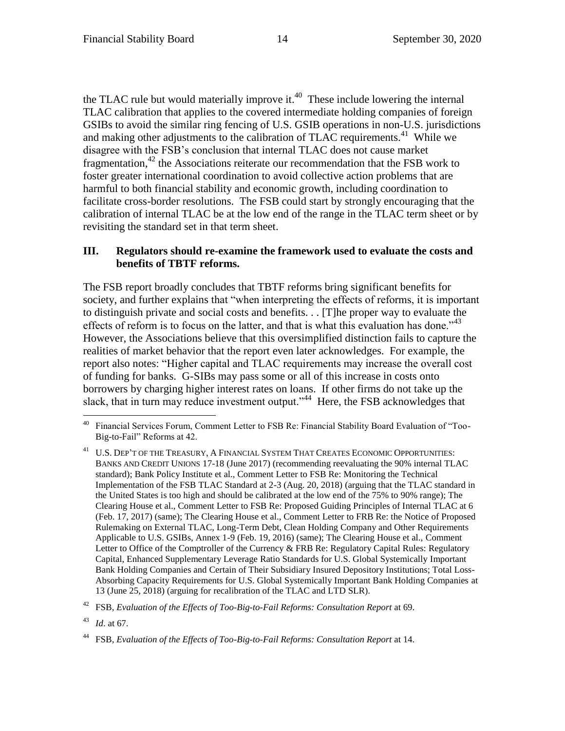the TLAC rule but would materially improve it.[40] These include lowering the internal TLAC calibration that applies to the covered intermediate holding companies of foreign GSIBs to avoid the similar ring fencing of U.S. GSIB operations in non-U.S. jurisdictions and making other adjustments to the calibration of TLAC requirements.[41] While we disagree with the FSB's conclusion that internal TLAC does not cause market fragmentation,[42] the Associations reiterate our recommendation that the FSB work to foster greater international coordination to avoid collective action problems that are harmful to both financial stability and economic growth, including coordination to facilitate cross-border resolutions. The FSB could start by strongly encouraging that the calibration of internal TLAC be at the low end of the range in the TLAC term sheet or by revisiting the standard set in that term sheet.

### III. Regulators should re-examine the framework used to evaluate the costs and benefits of TBTF reforms.

The FSB report broadly concludes that TBTF reforms bring significant benefits for society, and further explains that "when interpreting the effects of reforms, it is important to distinguish private and social costs and benefits. . . [T]he proper way to evaluate the effects of reform is to focus on the latter, and that is what this evaluation has done."[43] However, the Associations believe that this oversimplified distinction fails to capture the realities of market behavior that the report even later acknowledges. For example, the report also notes: "Higher capital and TLAC requirements may increase the overall cost of funding for banks. G-SIBs may pass some or all of this increase in costs onto borrowers by charging higher interest rates on loans. If other firms do not take up the slack, that in turn may reduce investment output."[44] Here, the FSB acknowledges that

---

[40] Financial Services Forum, Comment Letter to FSB Re: Financial Stability Board Evaluation of "Too-Big-to-Fail" Reforms at 42.

[41] U.S. DEP'T OF THE TREASURY, A FINANCIAL SYSTEM THAT CREATES ECONOMIC OPPORTUNITIES: BANKS AND CREDIT UNIONS 17-18 (June 2017) (recommending reevaluating the 90% internal TLAC standard); Bank Policy Institute et al., Comment Letter to FSB Re: Monitoring the Technical Implementation of the FSB TLAC Standard at 2-3 (Aug. 20, 2018) (arguing that the TLAC standard in the United States is too high and should be calibrated at the low end of the 75% to 90% range); The Clearing House et al., Comment Letter to FSB Re: Proposed Guiding Principles of Internal TLAC at 6 (Feb. 17, 2017) (same); The Clearing House et al., Comment Letter to FRB Re: the Notice of Proposed Rulemaking on External TLAC, Long-Term Debt, Clean Holding Company and Other Requirements Applicable to U.S. GSIBs, Annex 1-9 (Feb. 19, 2016) (same); The Clearing House et al., Comment Letter to Office of the Comptroller of the Currency & FRB Re: Regulatory Capital Rules: Regulatory Capital, Enhanced Supplementary Leverage Ratio Standards for U.S. Global Systemically Important Bank Holding Companies and Certain of Their Subsidiary Insured Depository Institutions; Total Loss-Absorbing Capacity Requirements for U.S. Global Systemically Important Bank Holding Companies at 13 (June 25, 2018) (arguing for recalibration of the TLAC and LTD SLR).

[42] FSB, *Evaluation of the Effects of Too-Big-to-Fail Reforms: Consultation Report* at 69.

[43] *Id*. at 67.

[44] FSB, *Evaluation of the Effects of Too-Big-to-Fail Reforms: Consultation Report* at 14.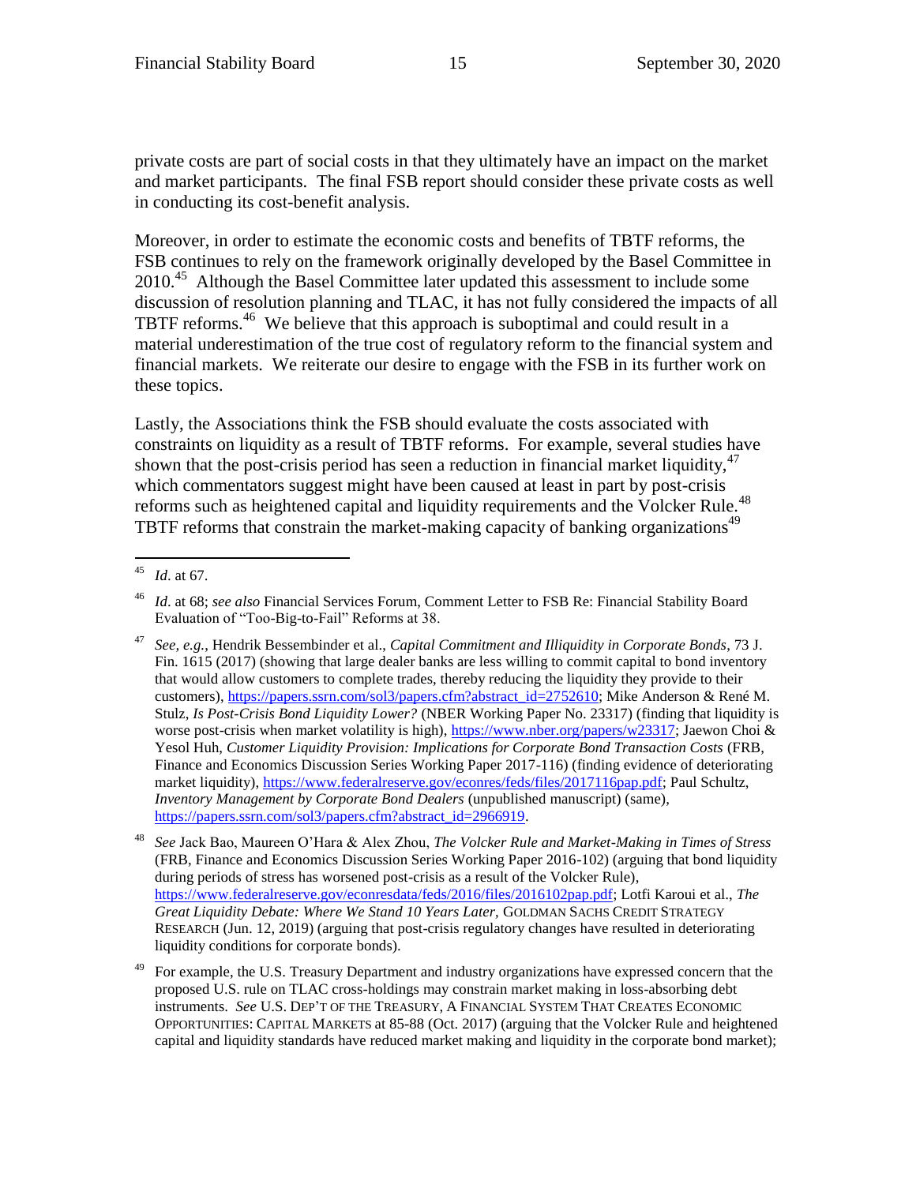private costs are part of social costs in that they ultimately have an impact on the market and market participants. The final FSB report should consider these private costs as well in conducting its cost-benefit analysis.

Moreover, in order to estimate the economic costs and benefits of TBTF reforms, the FSB continues to rely on the framework originally developed by the Basel Committee in 2010.[45] Although the Basel Committee later updated this assessment to include some discussion of resolution planning and TLAC, it has not fully considered the impacts of all TBTF reforms.[46] We believe that this approach is suboptimal and could result in a material underestimation of the true cost of regulatory reform to the financial system and financial markets. We reiterate our desire to engage with the FSB in its further work on these topics.

Lastly, the Associations think the FSB should evaluate the costs associated with constraints on liquidity as a result of TBTF reforms. For example, several studies have shown that the post-crisis period has seen a reduction in financial market liquidity,[47] which commentators suggest might have been caused at least in part by post-crisis reforms such as heightened capital and liquidity requirements and the Volcker Rule.[48] TBTF reforms that constrain the market-making capacity of banking organizations[49]

---

[45] *Id*. at 67.

[46] *Id*. at 68; *see also* Financial Services Forum, Comment Letter to FSB Re: Financial Stability Board Evaluation of "Too-Big-to-Fail" Reforms at 38.

[47] *See, e.g.*, Hendrik Bessembinder et al., *Capital Commitment and Illiquidity in Corporate Bonds*, 73 J. Fin. 1615 (2017) (showing that large dealer banks are less willing to commit capital to bond inventory that would allow customers to complete trades, thereby reducing the liquidity they provide to their customers), https://papers.ssrn.com/sol3/papers.cfm?abstract_id=2752610; Mike Anderson & René M. Stulz, *Is Post-Crisis Bond Liquidity Lower?* (NBER Working Paper No. 23317) (finding that liquidity is worse post-crisis when market volatility is high), https://www.nber.org/papers/w23317; Jaewon Choi & Yesol Huh, *Customer Liquidity Provision: Implications for Corporate Bond Transaction Costs* (FRB, Finance and Economics Discussion Series Working Paper 2017-116) (finding evidence of deteriorating market liquidity), https://www.federalreserve.gov/econres/feds/files/2017116pap.pdf; Paul Schultz, *Inventory Management by Corporate Bond Dealers* (unpublished manuscript) (same), https://papers.ssrn.com/sol3/papers.cfm?abstract_id=2966919.

[48] *See* Jack Bao, Maureen O'Hara & Alex Zhou, *The Volcker Rule and Market-Making in Times of Stress* (FRB, Finance and Economics Discussion Series Working Paper 2016-102) (arguing that bond liquidity during periods of stress has worsened post-crisis as a result of the Volcker Rule), https://www.federalreserve.gov/econresdata/feds/2016/files/2016102pap.pdf; Lotfi Karoui et al., *The Great Liquidity Debate: Where We Stand 10 Years Later*, GOLDMAN SACHS CREDIT STRATEGY RESEARCH (Jun. 12, 2019) (arguing that post-crisis regulatory changes have resulted in deteriorating liquidity conditions for corporate bonds).

[49] For example, the U.S. Treasury Department and industry organizations have expressed concern that the proposed U.S. rule on TLAC cross-holdings may constrain market making in loss-absorbing debt instruments. *See* U.S. DEP'T OF THE TREASURY, A FINANCIAL SYSTEM THAT CREATES ECONOMIC OPPORTUNITIES: CAPITAL MARKETS at 85-88 (Oct. 2017) (arguing that the Volcker Rule and heightened capital and liquidity standards have reduced market making and liquidity in the corporate bond market);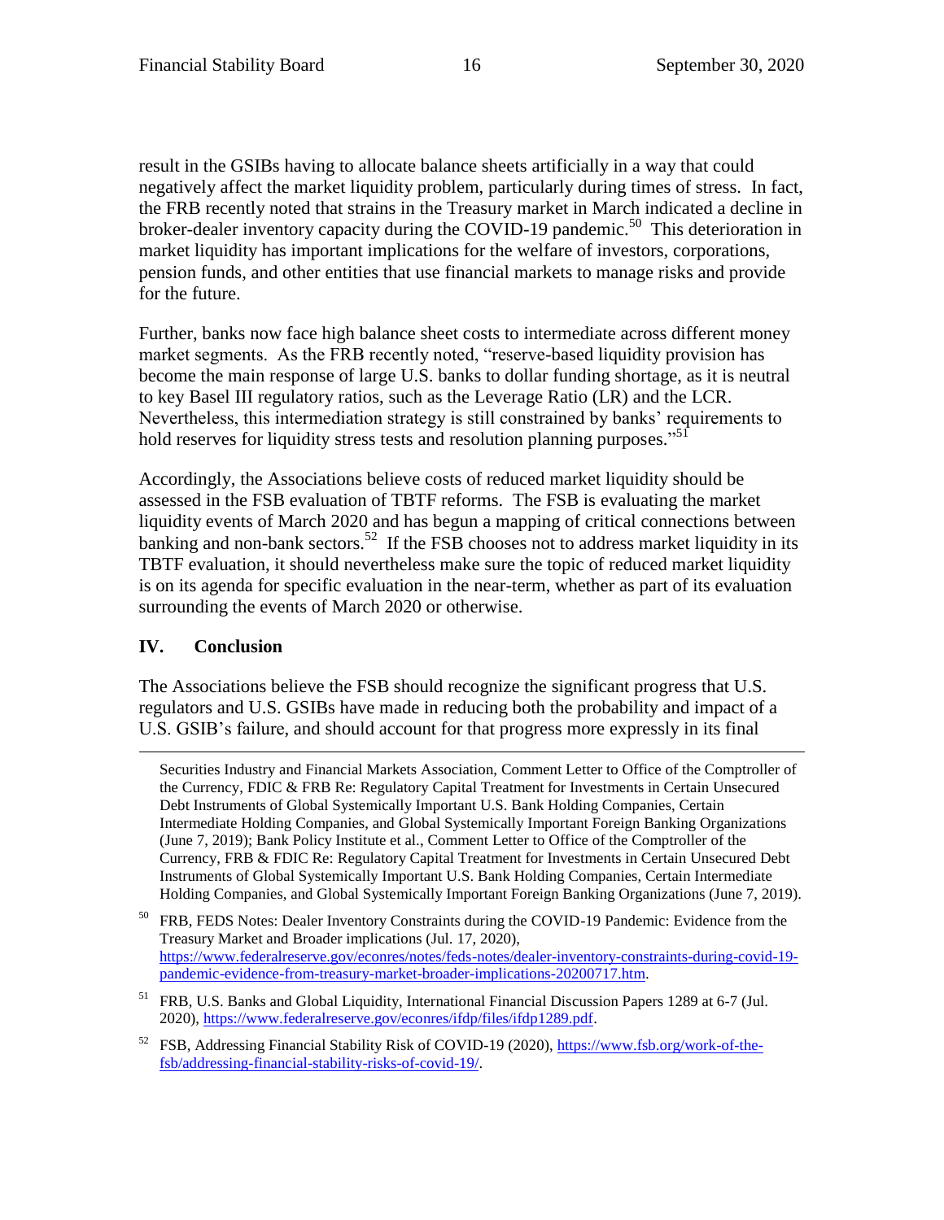result in the GSIBs having to allocate balance sheets artificially in a way that could negatively affect the market liquidity problem, particularly during times of stress. In fact, the FRB recently noted that strains in the Treasury market in March indicated a decline in broker-dealer inventory capacity during the COVID-19 pandemic.[50] This deterioration in market liquidity has important implications for the welfare of investors, corporations, pension funds, and other entities that use financial markets to manage risks and provide for the future.

Further, banks now face high balance sheet costs to intermediate across different money market segments. As the FRB recently noted, "reserve-based liquidity provision has become the main response of large U.S. banks to dollar funding shortage, as it is neutral to key Basel III regulatory ratios, such as the Leverage Ratio (LR) and the LCR. Nevertheless, this intermediation strategy is still constrained by banks' requirements to hold reserves for liquidity stress tests and resolution planning purposes."[51]

Accordingly, the Associations believe costs of reduced market liquidity should be assessed in the FSB evaluation of TBTF reforms. The FSB is evaluating the market liquidity events of March 2020 and has begun a mapping of critical connections between banking and non-bank sectors.[52] If the FSB chooses not to address market liquidity in its TBTF evaluation, it should nevertheless make sure the topic of reduced market liquidity is on its agenda for specific evaluation in the near-term, whether as part of its evaluation surrounding the events of March 2020 or otherwise.

## IV. Conclusion

The Associations believe the FSB should recognize the significant progress that U.S. regulators and U.S. GSIBs have made in reducing both the probability and impact of a U.S. GSIB's failure, and should account for that progress more expressly in its final

---

Securities Industry and Financial Markets Association, Comment Letter to Office of the Comptroller of the Currency, FDIC & FRB Re: Regulatory Capital Treatment for Investments in Certain Unsecured Debt Instruments of Global Systemically Important U.S. Bank Holding Companies, Certain Intermediate Holding Companies, and Global Systemically Important Foreign Banking Organizations (June 7, 2019); Bank Policy Institute et al., Comment Letter to Office of the Comptroller of the Currency, FRB & FDIC Re: Regulatory Capital Treatment for Investments in Certain Unsecured Debt Instruments of Global Systemically Important U.S. Bank Holding Companies, Certain Intermediate Holding Companies, and Global Systemically Important Foreign Banking Organizations (June 7, 2019).

[50] FRB, FEDS Notes: Dealer Inventory Constraints during the COVID-19 Pandemic: Evidence from the Treasury Market and Broader implications (Jul. 17, 2020), https://www.federalreserve.gov/econres/notes/feds-notes/dealer-inventory-constraints-during-covid-19-pandemic-evidence-from-treasury-market-broader-implications-20200717.htm.

[51] FRB, U.S. Banks and Global Liquidity, International Financial Discussion Papers 1289 at 6-7 (Jul. 2020), https://www.federalreserve.gov/econres/ifdp/files/ifdp1289.pdf.

[52] FSB, Addressing Financial Stability Risk of COVID-19 (2020), https://www.fsb.org/work-of-the-fsb/addressing-financial-stability-risks-of-covid-19/.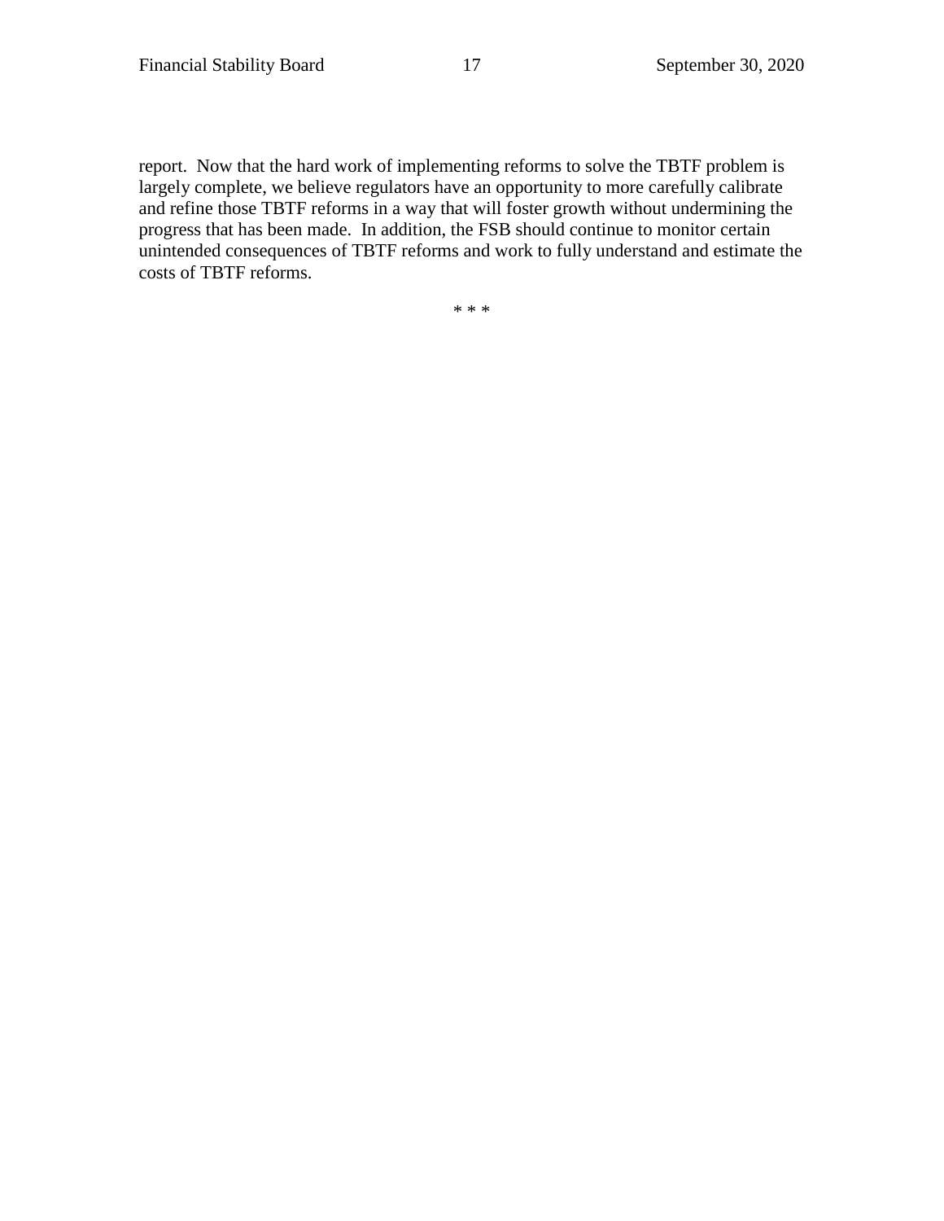report. Now that the hard work of implementing reforms to solve the TBTF problem is largely complete, we believe regulators have an opportunity to more carefully calibrate and refine those TBTF reforms in a way that will foster growth without undermining the progress that has been made. In addition, the FSB should continue to monitor certain unintended consequences of TBTF reforms and work to fully understand and estimate the costs of TBTF reforms.

* * *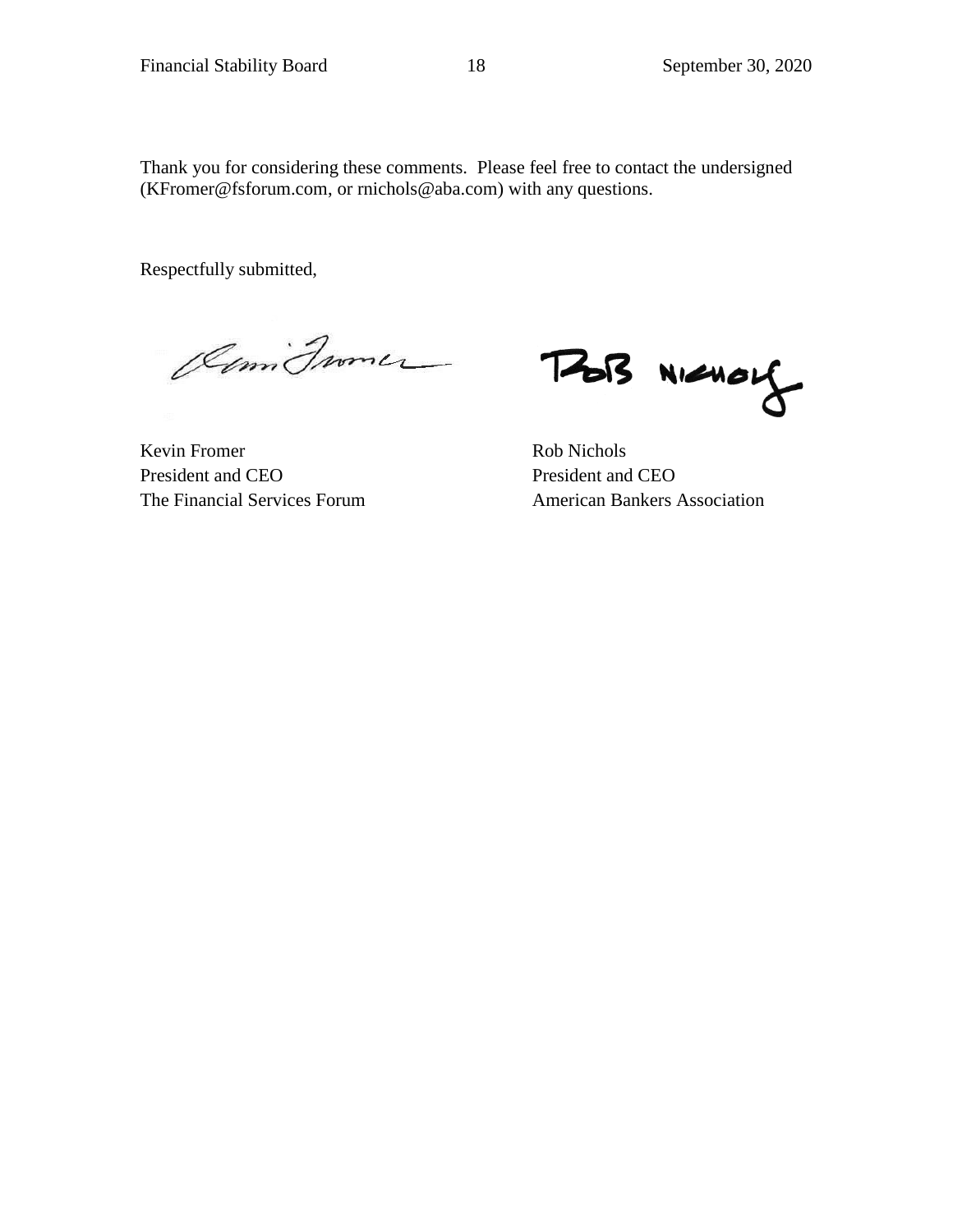Thank you for considering these comments. Please feel free to contact the undersigned (KFromer@fsforum.com, or rnichols@aba.com) with any questions.

Respectfully submitted,

Kevin Fromer
President and CEO
The Financial Services Forum

Rob Nichols
President and CEO
American Bankers Association